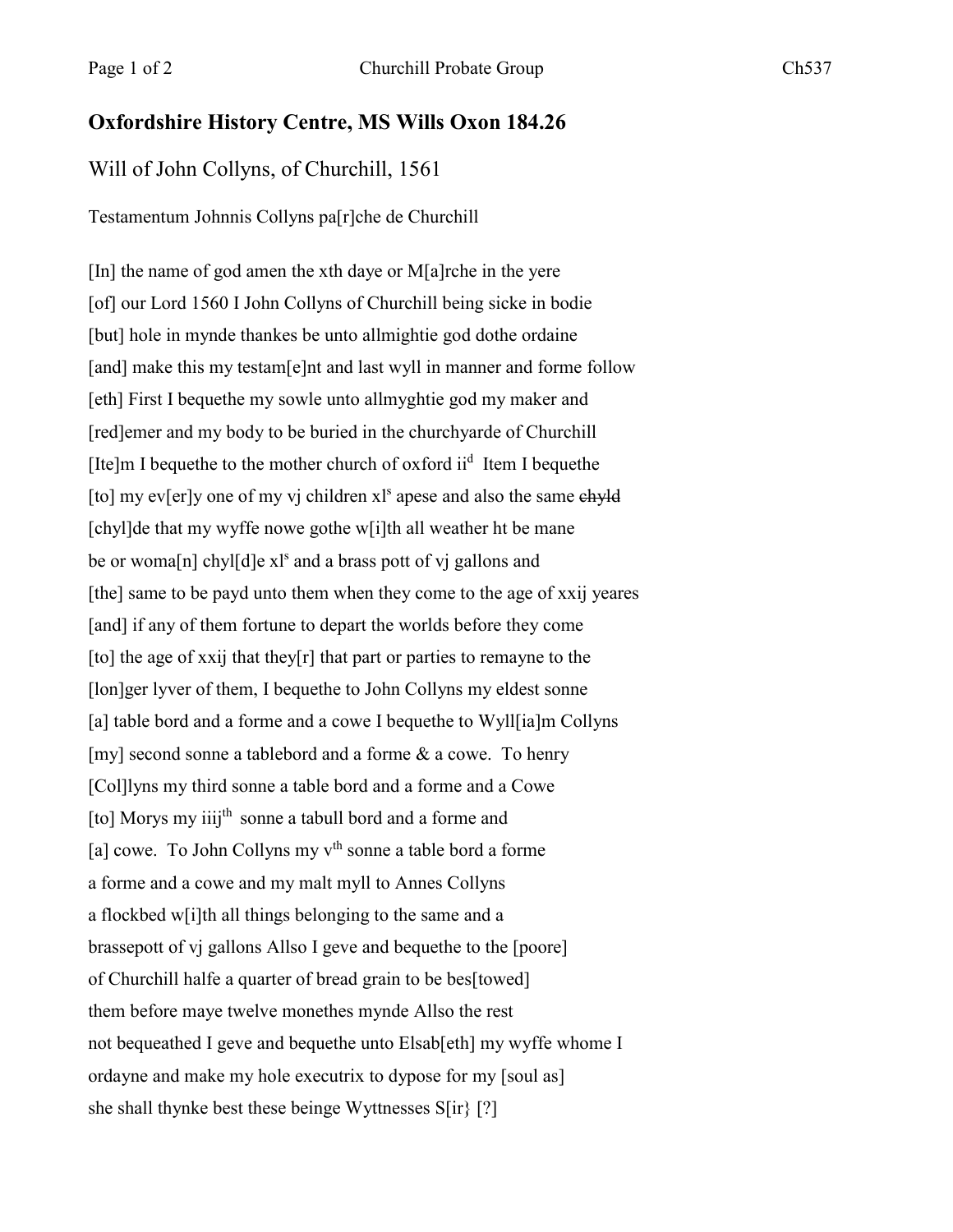## Oxfordshire History Centre, MS Wills Oxon 184.26

Will of John Collyns, of Churchill, 1561

Testamentum Johnnis Collyns pa[r]che de Churchill

[In] the name of god amen the xth daye or M[a]rche in the yere
[of] our Lord 1560 I John Collyns of Churchill being sicke in bodie
[but] hole in mynde thankes be unto allmightie god dothe ordaine
[and] make this my testam[e]nt and last wyll in manner and forme follow
[eth] First I bequethe my sowle unto allmyghtie god my maker and
[red]emer and my body to be buried in the churchyarde of Churchill
[Ite]m I bequethe to the mother church of oxford ii[d] Item I bequethe
[to] my ev[er]y one of my vj children xl[s] apese and also the same ~~chyld~~
[chyl]de that my wyffe nowe gothe w[i]th all weather ht be mane
be or woma[n] chyl[d]e xl[s] and a brass pott of vj gallons and
[the] same to be payd unto them when they come to the age of xxij yeares
[and] if any of them fortune to depart the worlds before they come
[to] the age of xxij that they[r] that part or parties to remayne to the
[lon]ger lyver of them, I bequethe to John Collyns my eldest sonne
[a] table bord and a forme and a cowe I bequethe to Wyll[ia]m Collyns
[my] second sonne a tablebord and a forme & a cowe. To henry
[Col]lyns my third sonne a table bord and a forme and a Cowe
[to] Morys my iiij[th] sonne a tabull bord and a forme and
[a] cowe. To John Collyns my v[th] sonne a table bord a forme
a forme and a cowe and my malt myll to Annes Collyns
a flockbed w[i]th all things belonging to the same and a
brassepott of vj gallons Allso I geve and bequethe to the [poore]
of Churchill halfe a quarter of bread grain to be bes[towed]
them before maye twelve monethes mynde Allso the rest
not bequeathed I geve and bequethe unto Elsab[eth] my wyffe whome I
ordayne and make my hole executrix to dypose for my [soul as]
she shall thynke best these beinge Wyttnesses S[ir} [?]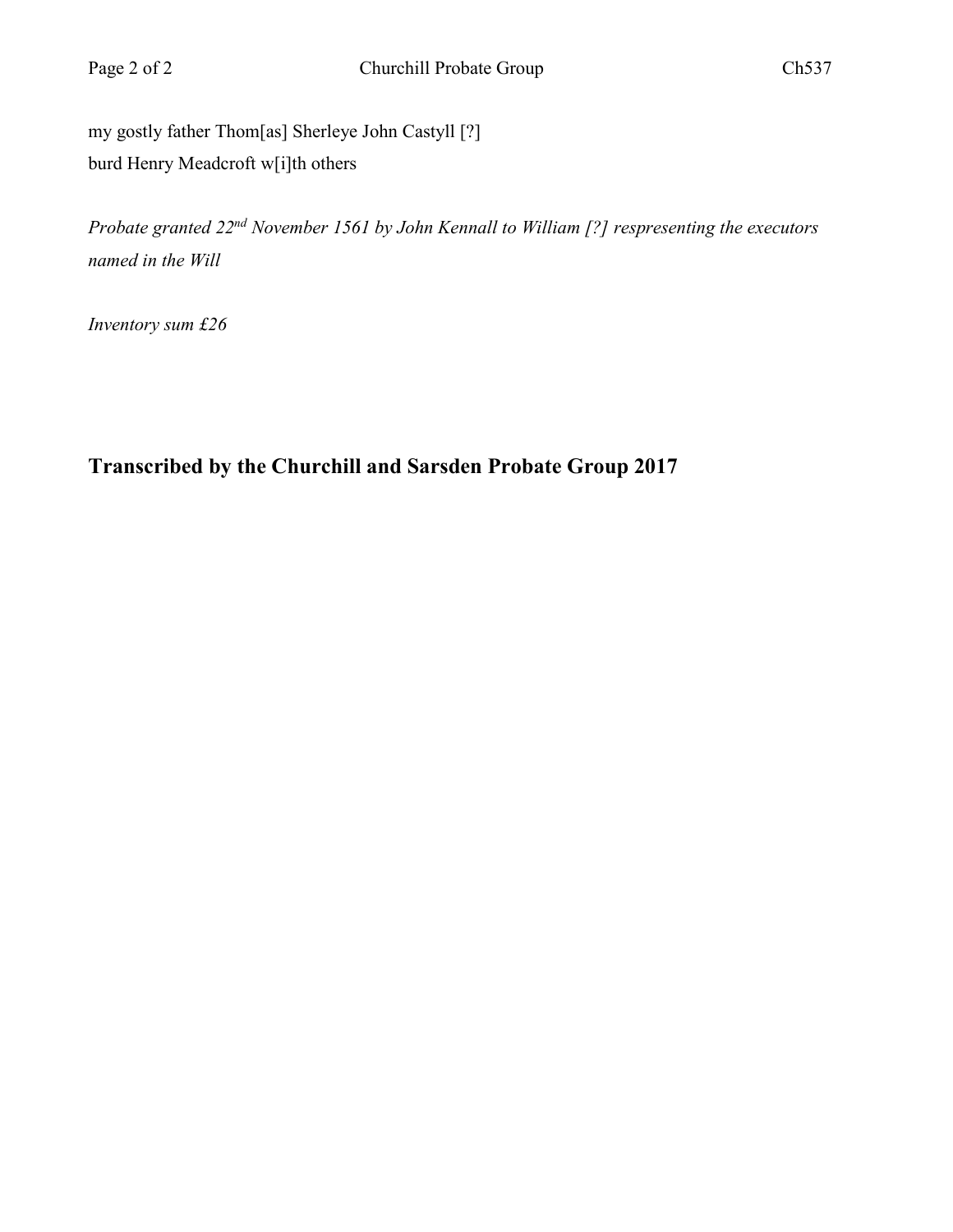my gostly father Thom[as] Sherleye John Castyll [?]
burd Henry Meadcroft w[i]th others

*Probate granted 22nd November 1561 by John Kennall to William [?] respresenting the executors named in the Will*

*Inventory sum £26*

**Transcribed by the Churchill and Sarsden Probate Group 2017**